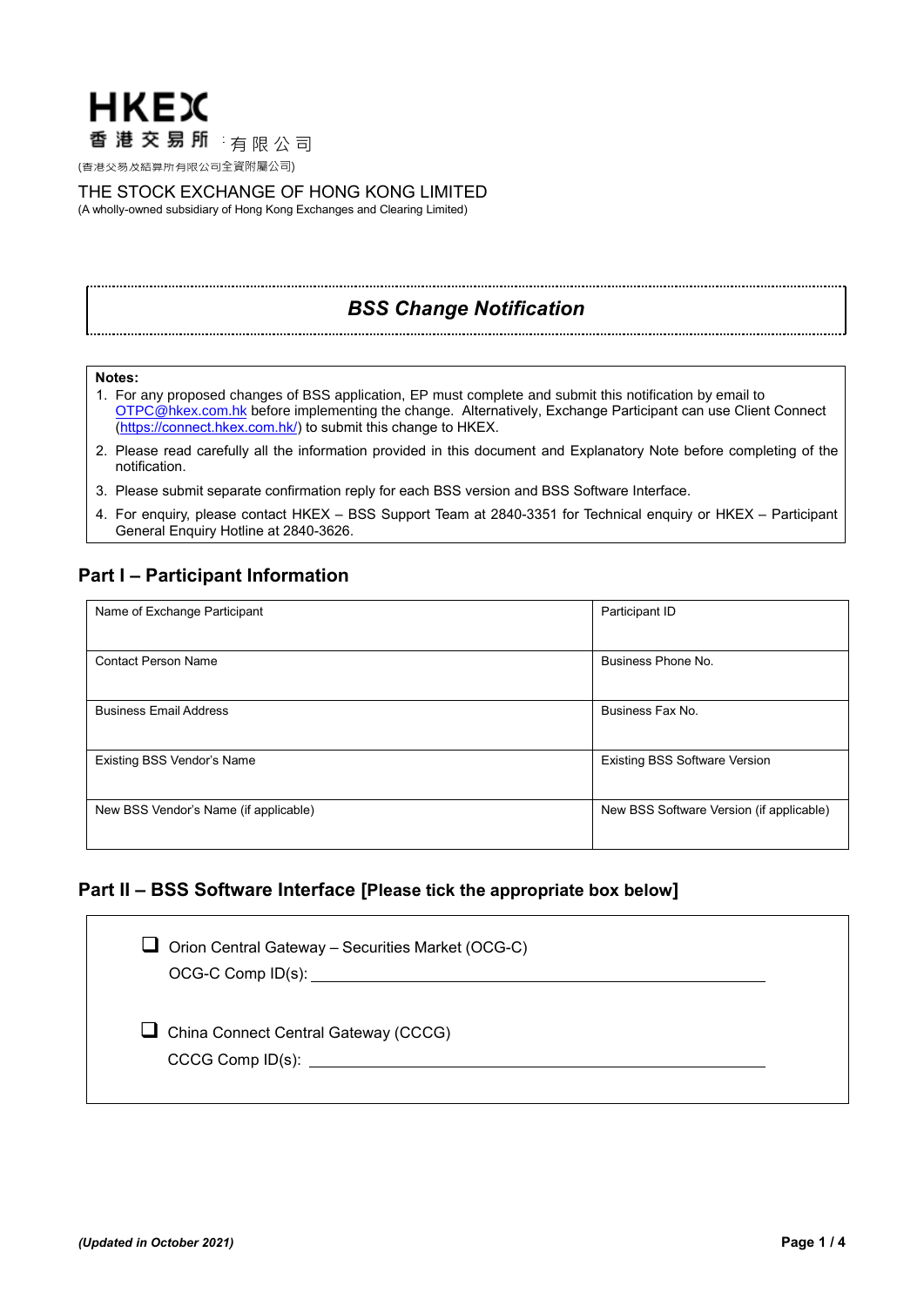HKEX
香港交易所 有限公司
(香港交易及結算所有限公司全資附屬公司)

THE STOCK EXCHANGE OF HONG KONG LIMITED
(A wholly-owned subsidiary of Hong Kong Exchanges and Clearing Limited)

# *BSS Change Notification*

**Notes:**

1. For any proposed changes of BSS application, EP must complete and submit this notification by email to OTPC@hkex.com.hk before implementing the change. Alternatively, Exchange Participant can use Client Connect (https://connect.hkex.com.hk/) to submit this change to HKEX.
2. Please read carefully all the information provided in this document and Explanatory Note before completing of the notification.
3. Please submit separate confirmation reply for each BSS version and BSS Software Interface.
4. For enquiry, please contact HKEX – BSS Support Team at 2840-3351 for Technical enquiry or HKEX – Participant General Enquiry Hotline at 2840-3626.

## Part I – Participant Information

| Name of Exchange Participant | Participant ID |
|---|---|
| Contact Person Name | Business Phone No. |
| Business Email Address | Business Fax No. |
| Existing BSS Vendor's Name | Existing BSS Software Version |
| New BSS Vendor's Name (if applicable) | New BSS Software Version (if applicable) |

## Part II – BSS Software Interface [Please tick the appropriate box below]

☐ Orion Central Gateway – Securities Market (OCG-C)
OCG-C Comp ID(s): ______________________________

☐ China Connect Central Gateway (CCCG)
CCCG Comp ID(s): ______________________________

*(Updated in October 2021)*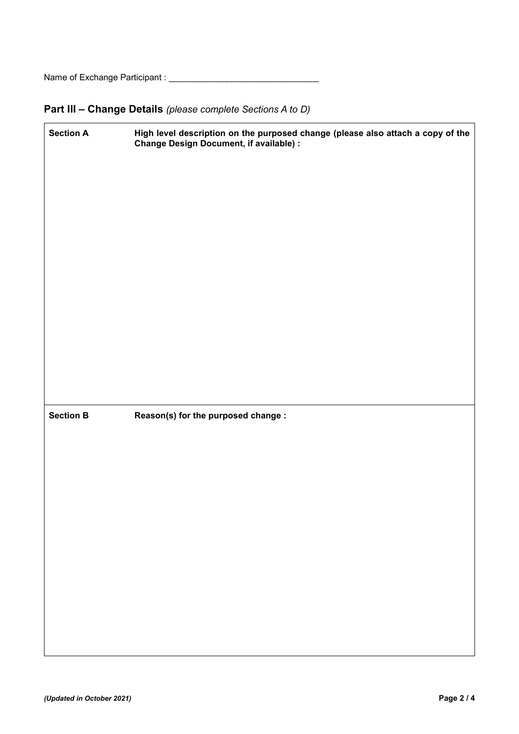Name of Exchange Participant : ______________________________

## Part III – Change Details *(please complete Sections A to D)*

| **Section A** | **High level description on the purposed change (please also attach a copy of the Change Design Document, if available) :** |
|---|---|
| | |
| **Section B** | **Reason(s) for the purposed change :** |
| | |

*(Updated in October 2021)*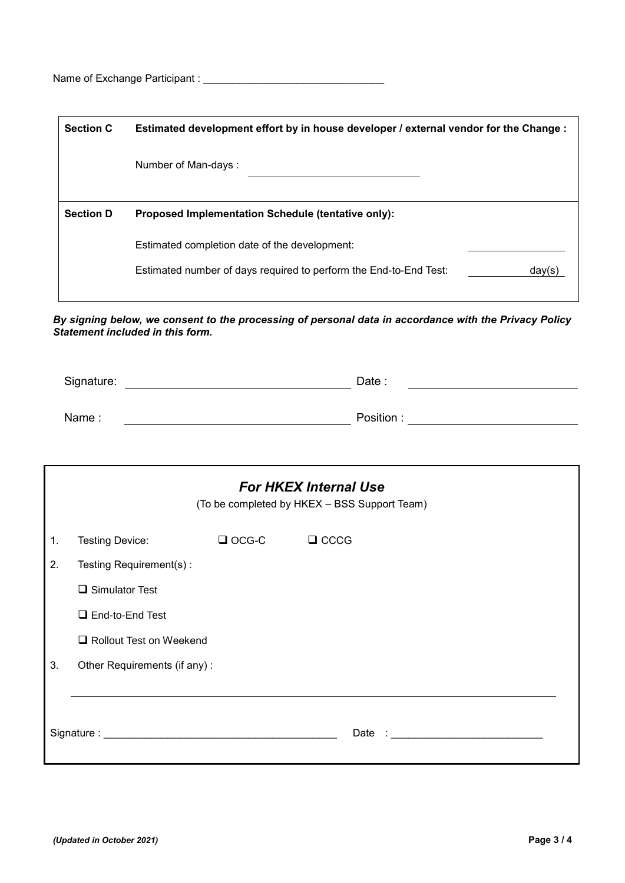Name of Exchange Participant : ______________________________

| **Section C** | **Estimated development effort by in house developer / external vendor for the Change :** |
|---|---|
| | Number of Man-days : ______________________________ |
| **Section D** | **Proposed Implementation Schedule (tentative only):** |
| | Estimated completion date of the development: ________________ |
| | Estimated number of days required to perform the End-to-End Test: __________ day(s) |

***By signing below, we consent to the processing of personal data in accordance with the Privacy Policy Statement included in this form.***

Signature: ______________________________ Date : ______________________________

Name : ______________________________ Position : ______________________________

---

## *For HKEX Internal Use*

(To be completed by HKEX – BSS Support Team)

1. Testing Device: ☐ OCG-C ☐ CCCG
2. Testing Requirement(s) :

   ☐ Simulator Test

   ☐ End-to-End Test

   ☐ Rollout Test on Weekend
3. Other Requirements (if any) :

______________________________________________________________________

Signature : ________________________________________ Date : __________________________

*(Updated in October 2021)*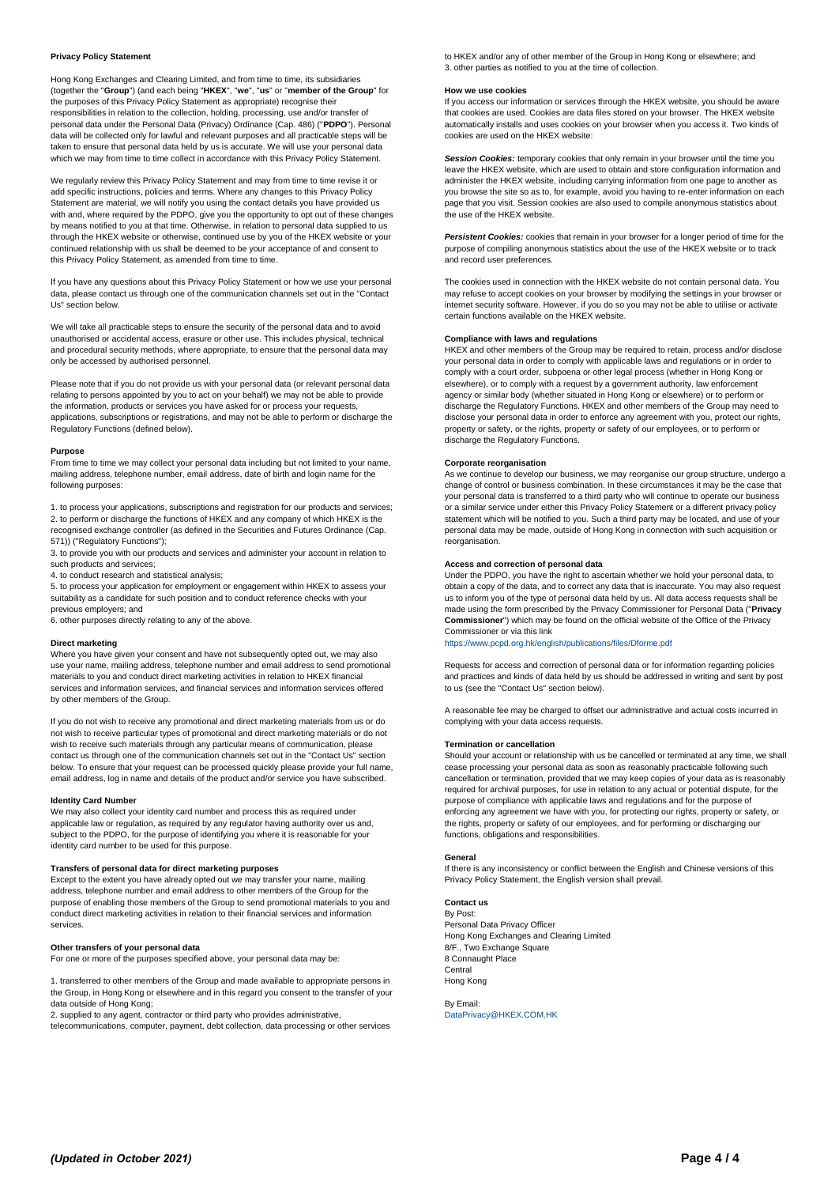## Privacy Policy Statement

Hong Kong Exchanges and Clearing Limited, and from time to time, its subsidiaries (together the "**Group**") (and each being "**HKEX**", "**we**", "**us**" or "**member of the Group**" for the purposes of this Privacy Policy Statement as appropriate) recognise their responsibilities in relation to the collection, holding, processing, use and/or transfer of personal data under the Personal Data (Privacy) Ordinance (Cap. 486) ("**PDPO**"). Personal data will be collected only for lawful and relevant purposes and all practicable steps will be taken to ensure that personal data held by us is accurate. We will use your personal data which we may from time to time collect in accordance with this Privacy Policy Statement.

We regularly review this Privacy Policy Statement and may from time to time revise it or add specific instructions, policies and terms. Where any changes to this Privacy Policy Statement are material, we will notify you using the contact details you have provided us with and, where required by the PDPO, give you the opportunity to opt out of these changes by means notified to you at that time. Otherwise, in relation to personal data supplied to us through the HKEX website or otherwise, continued use by you of the HKEX website or your continued relationship with us shall be deemed to be your acceptance of and consent to this Privacy Policy Statement, as amended from time to time.

If you have any questions about this Privacy Policy Statement or how we use your personal data, please contact us through one of the communication channels set out in the "Contact Us" section below.

We will take all practicable steps to ensure the security of the personal data and to avoid unauthorised or accidental access, erasure or other use. This includes physical, technical and procedural security methods, where appropriate, to ensure that the personal data may only be accessed by authorised personnel.

Please note that if you do not provide us with your personal data (or relevant personal data relating to persons appointed by you to act on your behalf) we may not be able to provide the information, products or services you have asked for or process your requests, applications, subscriptions or registrations, and may not be able to perform or discharge the Regulatory Functions (defined below).

### Purpose

From time to time we may collect your personal data including but not limited to your name, mailing address, telephone number, email address, date of birth and login name for the following purposes:

1. to process your applications, subscriptions and registration for our products and services;
2. to perform or discharge the functions of HKEX and any company of which HKEX is the recognised exchange controller (as defined in the Securities and Futures Ordinance (Cap. 571)) ("Regulatory Functions");
3. to provide you with our products and services and administer your account in relation to such products and services;
4. to conduct research and statistical analysis;
5. to process your application for employment or engagement within HKEX to assess your suitability as a candidate for such position and to conduct reference checks with your previous employers; and
6. other purposes directly relating to any of the above.

### Direct marketing

Where you have given your consent and have not subsequently opted out, we may also use your name, mailing address, telephone number and email address to send promotional materials to you and conduct direct marketing activities in relation to HKEX financial services and information services, and financial services and information services offered by other members of the Group.

If you do not wish to receive any promotional and direct marketing materials from us or do not wish to receive particular types of promotional and direct marketing materials or do not wish to receive such materials through any particular means of communication, please contact us through one of the communication channels set out in the "Contact Us" section below. To ensure that your request can be processed quickly please provide your full name, email address, log in name and details of the product and/or service you have subscribed.

### Identity Card Number

We may also collect your identity card number and process this as required under applicable law or regulation, as required by any regulator having authority over us and, subject to the PDPO, for the purpose of identifying you where it is reasonable for your identity card number to be used for this purpose.

### Transfers of personal data for direct marketing purposes

Except to the extent you have already opted out we may transfer your name, mailing address, telephone number and email address to other members of the Group for the purpose of enabling those members of the Group to send promotional materials to you and conduct direct marketing activities in relation to their financial services and information services.

### Other transfers of your personal data

For one or more of the purposes specified above, your personal data may be:

1. transferred to other members of the Group and made available to appropriate persons in the Group, in Hong Kong or elsewhere and in this regard you consent to the transfer of your data outside of Hong Kong;
2. supplied to any agent, contractor or third party who provides administrative, telecommunications, computer, payment, debt collection, data processing or other services to HKEX and/or any of other member of the Group in Hong Kong or elsewhere; and
3. other parties as notified to you at the time of collection.

### How we use cookies

If you access our information or services through the HKEX website, you should be aware that cookies are used. Cookies are data files stored on your browser. The HKEX website automatically installs and uses cookies on your browser when you access it. Two kinds of cookies are used on the HKEX website:

***Session Cookies:*** temporary cookies that only remain in your browser until the time you leave the HKEX website, which are used to obtain and store configuration information and administer the HKEX website, including carrying information from one page to another as you browse the site so as to, for example, avoid you having to re-enter information on each page that you visit. Session cookies are also used to compile anonymous statistics about the use of the HKEX website.

***Persistent Cookies:*** cookies that remain in your browser for a longer period of time for the purpose of compiling anonymous statistics about the use of the HKEX website or to track and record user preferences.

The cookies used in connection with the HKEX website do not contain personal data. You may refuse to accept cookies on your browser by modifying the settings in your browser or internet security software. However, if you do so you may not be able to utilise or activate certain functions available on the HKEX website.

### Compliance with laws and regulations

HKEX and other members of the Group may be required to retain, process and/or disclose your personal data in order to comply with applicable laws and regulations or in order to comply with a court order, subpoena or other legal process (whether in Hong Kong or elsewhere), or to comply with a request by a government authority, law enforcement agency or similar body (whether situated in Hong Kong or elsewhere) or to perform or discharge the Regulatory Functions. HKEX and other members of the Group may need to disclose your personal data in order to enforce any agreement with you, protect our rights, property or safety, or the rights, property or safety of our employees, or to perform or discharge the Regulatory Functions.

### Corporate reorganisation

As we continue to develop our business, we may reorganise our group structure, undergo a change of control or business combination. In these circumstances it may be the case that your personal data is transferred to a third party who will continue to operate our business or a similar service under either this Privacy Policy Statement or a different privacy policy statement which will be notified to you. Such a third party may be located, and use of your personal data may be made, outside of Hong Kong in connection with such acquisition or reorganisation.

### Access and correction of personal data

Under the PDPO, you have the right to ascertain whether we hold your personal data, to obtain a copy of the data, and to correct any data that is inaccurate. You may also request us to inform you of the type of personal data held by us. All data access requests shall be made using the form prescribed by the Privacy Commissioner for Personal Data ("**Privacy Commissioner**") which may be found on the official website of the Office of the Privacy Commissioner or via this link
https://www.pcpd.org.hk/english/publications/files/Dforme.pdf

Requests for access and correction of personal data or for information regarding policies and practices and kinds of data held by us should be addressed in writing and sent by post to us (see the "Contact Us" section below).

A reasonable fee may be charged to offset our administrative and actual costs incurred in complying with your data access requests.

### Termination or cancellation

Should your account or relationship with us be cancelled or terminated at any time, we shall cease processing your personal data as soon as reasonably practicable following such cancellation or termination, provided that we may keep copies of your data as is reasonably required for archival purposes, for use in relation to any actual or potential dispute, for the purpose of compliance with applicable laws and regulations and for the purpose of enforcing any agreement we have with you, for protecting our rights, property or safety, or the rights, property or safety of our employees, and for performing or discharging our functions, obligations and responsibilities.

### General

If there is any inconsistency or conflict between the English and Chinese versions of this Privacy Policy Statement, the English version shall prevail.

### Contact us

By Post:
Personal Data Privacy Officer
Hong Kong Exchanges and Clearing Limited
8/F., Two Exchange Square
8 Connaught Place
Central
Hong Kong

By Email:
DataPrivacy@HKEX.COM.HK

***(Updated in October 2021)***